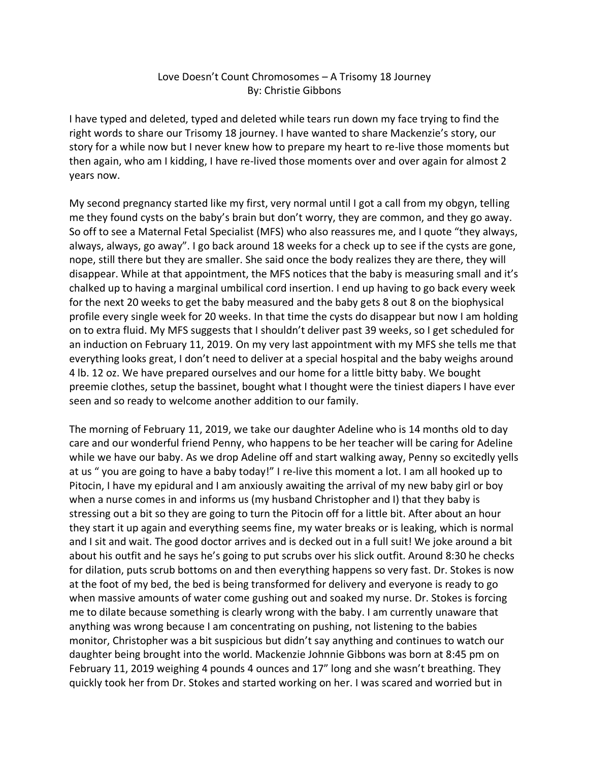# Love Doesn't Count Chromosomes – A Trisomy 18 Journey

By: Christie Gibbons

I have typed and deleted, typed and deleted while tears run down my face trying to find the right words to share our Trisomy 18 journey. I have wanted to share Mackenzie's story, our story for a while now but I never knew how to prepare my heart to re-live those moments but then again, who am I kidding, I have re-lived those moments over and over again for almost 2 years now.

My second pregnancy started like my first, very normal until I got a call from my obgyn, telling me they found cysts on the baby's brain but don't worry, they are common, and they go away. So off to see a Maternal Fetal Specialist (MFS) who also reassures me, and I quote "they always, always, always, go away". I go back around 18 weeks for a check up to see if the cysts are gone, nope, still there but they are smaller. She said once the body realizes they are there, they will disappear. While at that appointment, the MFS notices that the baby is measuring small and it's chalked up to having a marginal umbilical cord insertion. I end up having to go back every week for the next 20 weeks to get the baby measured and the baby gets 8 out 8 on the biophysical profile every single week for 20 weeks. In that time the cysts do disappear but now I am holding on to extra fluid. My MFS suggests that I shouldn't deliver past 39 weeks, so I get scheduled for an induction on February 11, 2019. On my very last appointment with my MFS she tells me that everything looks great, I don't need to deliver at a special hospital and the baby weighs around 4 lb. 12 oz. We have prepared ourselves and our home for a little bitty baby. We bought preemie clothes, setup the bassinet, bought what I thought were the tiniest diapers I have ever seen and so ready to welcome another addition to our family.

The morning of February 11, 2019, we take our daughter Adeline who is 14 months old to day care and our wonderful friend Penny, who happens to be her teacher will be caring for Adeline while we have our baby. As we drop Adeline off and start walking away, Penny so excitedly yells at us " you are going to have a baby today!" I re-live this moment a lot. I am all hooked up to Pitocin, I have my epidural and I am anxiously awaiting the arrival of my new baby girl or boy when a nurse comes in and informs us (my husband Christopher and I) that they baby is stressing out a bit so they are going to turn the Pitocin off for a little bit. After about an hour they start it up again and everything seems fine, my water breaks or is leaking, which is normal and I sit and wait. The good doctor arrives and is decked out in a full suit! We joke around a bit about his outfit and he says he's going to put scrubs over his slick outfit. Around 8:30 he checks for dilation, puts scrub bottoms on and then everything happens so very fast. Dr. Stokes is now at the foot of my bed, the bed is being transformed for delivery and everyone is ready to go when massive amounts of water come gushing out and soaked my nurse. Dr. Stokes is forcing me to dilate because something is clearly wrong with the baby. I am currently unaware that anything was wrong because I am concentrating on pushing, not listening to the babies monitor, Christopher was a bit suspicious but didn't say anything and continues to watch our daughter being brought into the world. Mackenzie Johnnie Gibbons was born at 8:45 pm on February 11, 2019 weighing 4 pounds 4 ounces and 17" long and she wasn't breathing. They quickly took her from Dr. Stokes and started working on her. I was scared and worried but in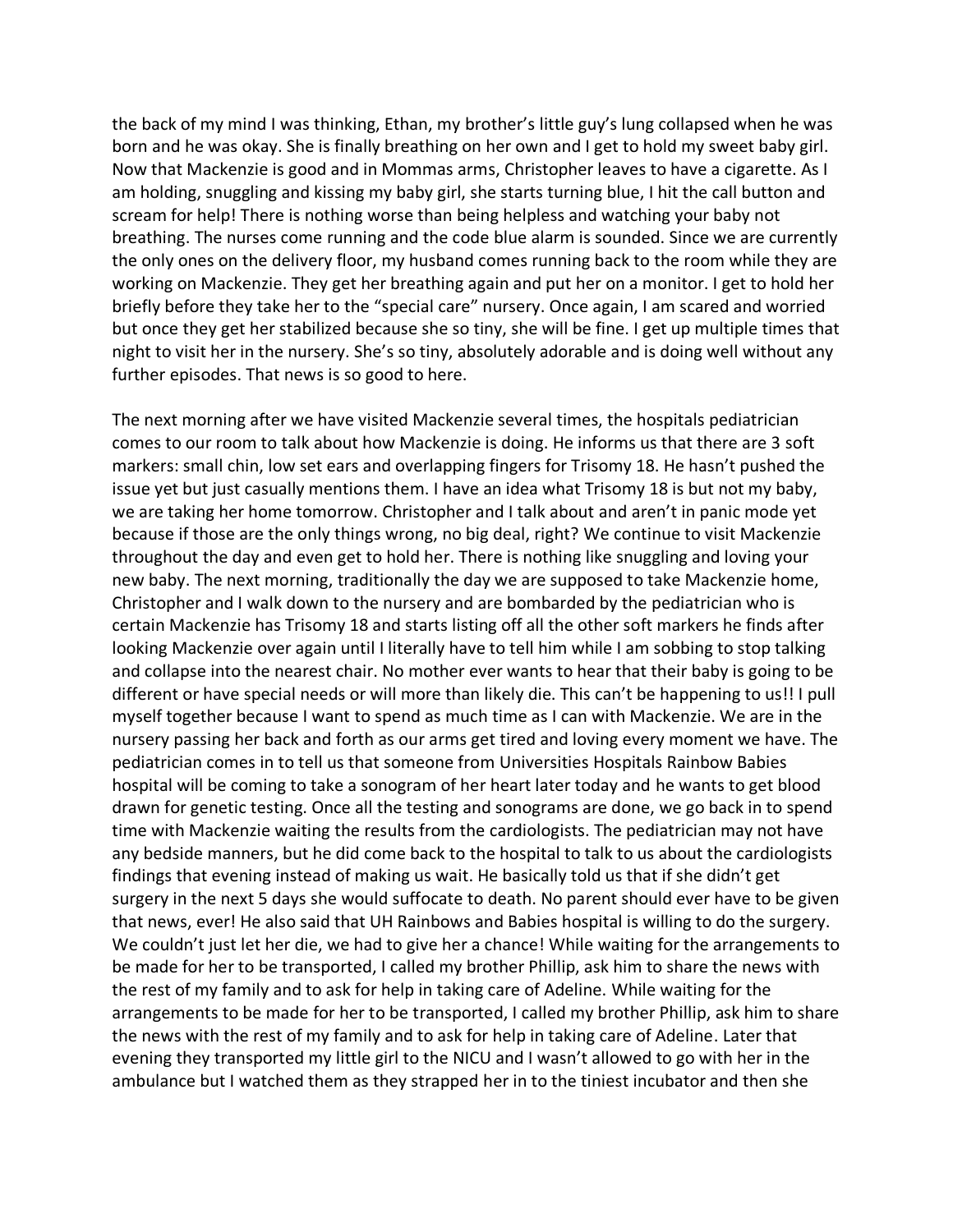the back of my mind I was thinking, Ethan, my brother's little guy's lung collapsed when he was born and he was okay. She is finally breathing on her own and I get to hold my sweet baby girl. Now that Mackenzie is good and in Mommas arms, Christopher leaves to have a cigarette. As I am holding, snuggling and kissing my baby girl, she starts turning blue, I hit the call button and scream for help! There is nothing worse than being helpless and watching your baby not breathing. The nurses come running and the code blue alarm is sounded. Since we are currently the only ones on the delivery floor, my husband comes running back to the room while they are working on Mackenzie. They get her breathing again and put her on a monitor. I get to hold her briefly before they take her to the "special care" nursery. Once again, I am scared and worried but once they get her stabilized because she so tiny, she will be fine. I get up multiple times that night to visit her in the nursery. She's so tiny, absolutely adorable and is doing well without any further episodes. That news is so good to here.

The next morning after we have visited Mackenzie several times, the hospitals pediatrician comes to our room to talk about how Mackenzie is doing. He informs us that there are 3 soft markers: small chin, low set ears and overlapping fingers for Trisomy 18. He hasn't pushed the issue yet but just casually mentions them. I have an idea what Trisomy 18 is but not my baby, we are taking her home tomorrow. Christopher and I talk about and aren't in panic mode yet because if those are the only things wrong, no big deal, right? We continue to visit Mackenzie throughout the day and even get to hold her. There is nothing like snuggling and loving your new baby. The next morning, traditionally the day we are supposed to take Mackenzie home, Christopher and I walk down to the nursery and are bombarded by the pediatrician who is certain Mackenzie has Trisomy 18 and starts listing off all the other soft markers he finds after looking Mackenzie over again until I literally have to tell him while I am sobbing to stop talking and collapse into the nearest chair. No mother ever wants to hear that their baby is going to be different or have special needs or will more than likely die. This can't be happening to us!! I pull myself together because I want to spend as much time as I can with Mackenzie. We are in the nursery passing her back and forth as our arms get tired and loving every moment we have. The pediatrician comes in to tell us that someone from Universities Hospitals Rainbow Babies hospital will be coming to take a sonogram of her heart later today and he wants to get blood drawn for genetic testing. Once all the testing and sonograms are done, we go back in to spend time with Mackenzie waiting the results from the cardiologists. The pediatrician may not have any bedside manners, but he did come back to the hospital to talk to us about the cardiologists findings that evening instead of making us wait. He basically told us that if she didn't get surgery in the next 5 days she would suffocate to death. No parent should ever have to be given that news, ever! He also said that UH Rainbows and Babies hospital is willing to do the surgery. We couldn't just let her die, we had to give her a chance! While waiting for the arrangements to be made for her to be transported, I called my brother Phillip, ask him to share the news with the rest of my family and to ask for help in taking care of Adeline. While waiting for the arrangements to be made for her to be transported, I called my brother Phillip, ask him to share the news with the rest of my family and to ask for help in taking care of Adeline. Later that evening they transported my little girl to the NICU and I wasn't allowed to go with her in the ambulance but I watched them as they strapped her in to the tiniest incubator and then she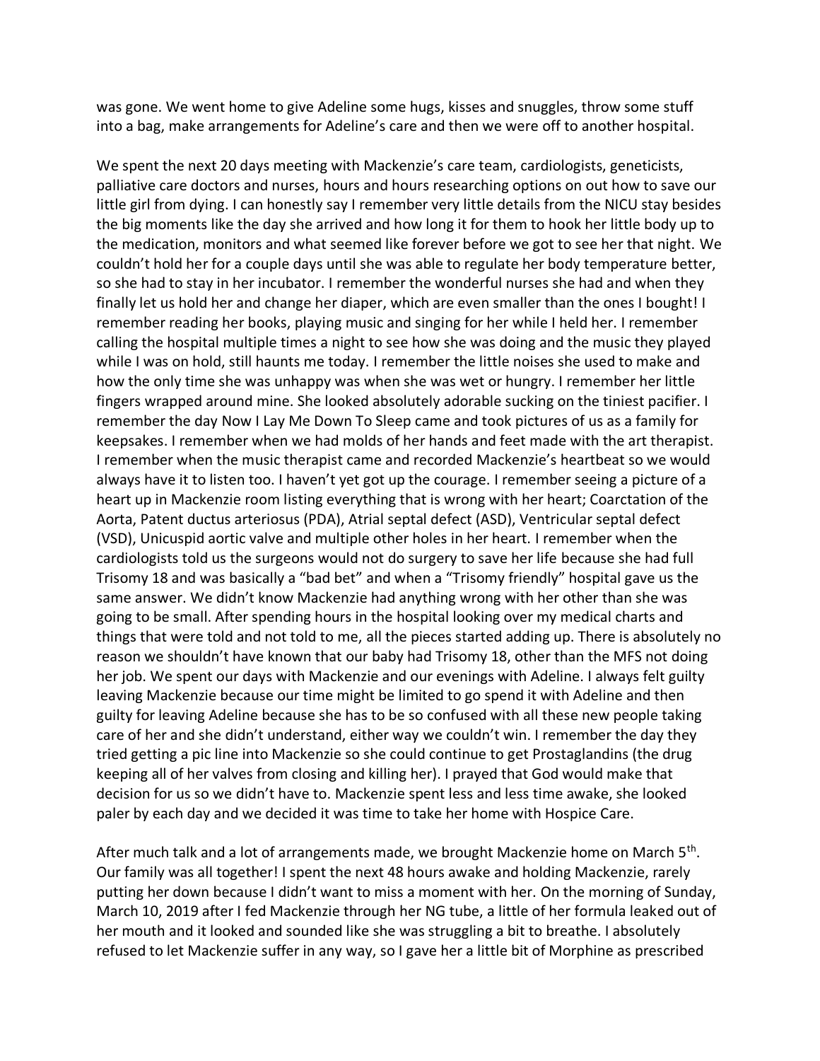was gone. We went home to give Adeline some hugs, kisses and snuggles, throw some stuff into a bag, make arrangements for Adeline's care and then we were off to another hospital.

We spent the next 20 days meeting with Mackenzie's care team, cardiologists, geneticists, palliative care doctors and nurses, hours and hours researching options on out how to save our little girl from dying. I can honestly say I remember very little details from the NICU stay besides the big moments like the day she arrived and how long it for them to hook her little body up to the medication, monitors and what seemed like forever before we got to see her that night. We couldn't hold her for a couple days until she was able to regulate her body temperature better, so she had to stay in her incubator. I remember the wonderful nurses she had and when they finally let us hold her and change her diaper, which are even smaller than the ones I bought! I remember reading her books, playing music and singing for her while I held her. I remember calling the hospital multiple times a night to see how she was doing and the music they played while I was on hold, still haunts me today. I remember the little noises she used to make and how the only time she was unhappy was when she was wet or hungry. I remember her little fingers wrapped around mine. She looked absolutely adorable sucking on the tiniest pacifier. I remember the day Now I Lay Me Down To Sleep came and took pictures of us as a family for keepsakes. I remember when we had molds of her hands and feet made with the art therapist. I remember when the music therapist came and recorded Mackenzie's heartbeat so we would always have it to listen too. I haven't yet got up the courage. I remember seeing a picture of a heart up in Mackenzie room listing everything that is wrong with her heart; Coarctation of the Aorta, Patent ductus arteriosus (PDA), Atrial septal defect (ASD), Ventricular septal defect (VSD), Unicuspid aortic valve and multiple other holes in her heart. I remember when the cardiologists told us the surgeons would not do surgery to save her life because she had full Trisomy 18 and was basically a "bad bet" and when a "Trisomy friendly" hospital gave us the same answer. We didn't know Mackenzie had anything wrong with her other than she was going to be small. After spending hours in the hospital looking over my medical charts and things that were told and not told to me, all the pieces started adding up. There is absolutely no reason we shouldn't have known that our baby had Trisomy 18, other than the MFS not doing her job. We spent our days with Mackenzie and our evenings with Adeline. I always felt guilty leaving Mackenzie because our time might be limited to go spend it with Adeline and then guilty for leaving Adeline because she has to be so confused with all these new people taking care of her and she didn't understand, either way we couldn't win. I remember the day they tried getting a pic line into Mackenzie so she could continue to get Prostaglandins (the drug keeping all of her valves from closing and killing her). I prayed that God would make that decision for us so we didn't have to. Mackenzie spent less and less time awake, she looked paler by each day and we decided it was time to take her home with Hospice Care.

After much talk and a lot of arrangements made, we brought Mackenzie home on March 5th. Our family was all together! I spent the next 48 hours awake and holding Mackenzie, rarely putting her down because I didn't want to miss a moment with her. On the morning of Sunday, March 10, 2019 after I fed Mackenzie through her NG tube, a little of her formula leaked out of her mouth and it looked and sounded like she was struggling a bit to breathe. I absolutely refused to let Mackenzie suffer in any way, so I gave her a little bit of Morphine as prescribed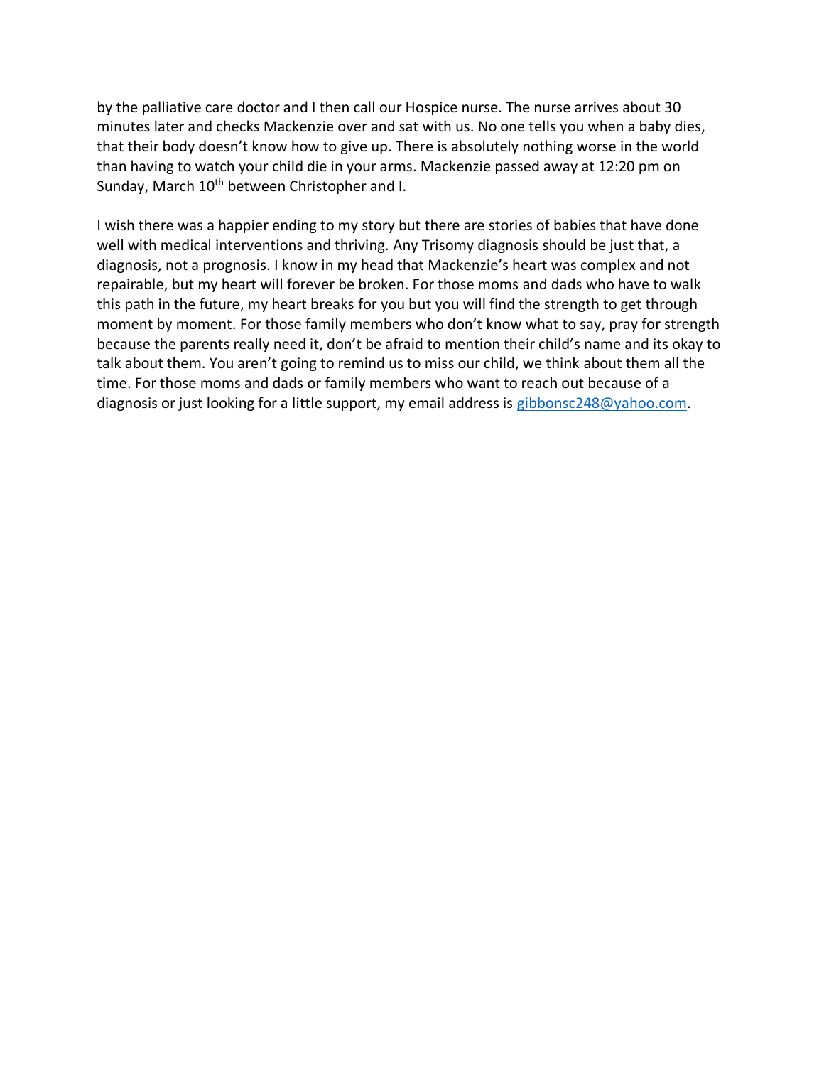by the palliative care doctor and I then call our Hospice nurse. The nurse arrives about 30 minutes later and checks Mackenzie over and sat with us. No one tells you when a baby dies, that their body doesn't know how to give up. There is absolutely nothing worse in the world than having to watch your child die in your arms. Mackenzie passed away at 12:20 pm on Sunday, March 10th between Christopher and I.

I wish there was a happier ending to my story but there are stories of babies that have done well with medical interventions and thriving. Any Trisomy diagnosis should be just that, a diagnosis, not a prognosis. I know in my head that Mackenzie's heart was complex and not repairable, but my heart will forever be broken. For those moms and dads who have to walk this path in the future, my heart breaks for you but you will find the strength to get through moment by moment. For those family members who don't know what to say, pray for strength because the parents really need it, don't be afraid to mention their child's name and its okay to talk about them. You aren't going to remind us to miss our child, we think about them all the time. For those moms and dads or family members who want to reach out because of a diagnosis or just looking for a little support, my email address is gibbonsc248@yahoo.com.